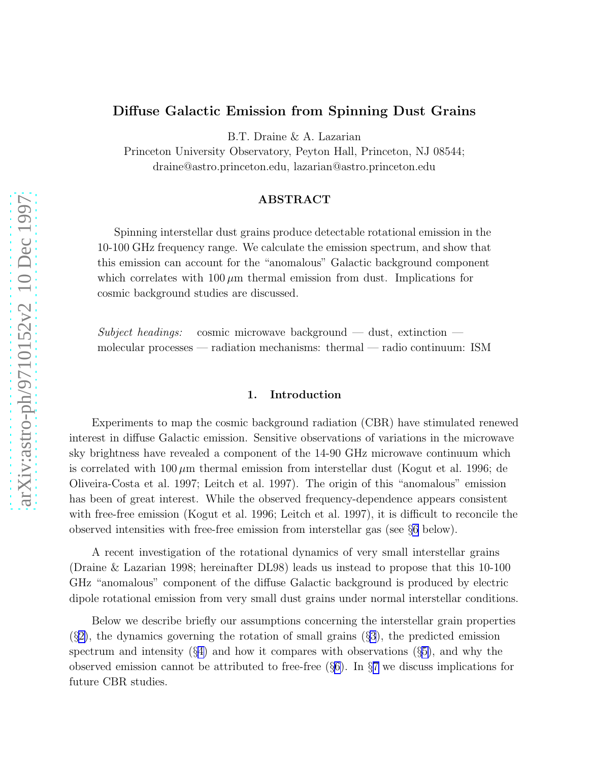# Diffuse Galactic Emission from Spinning Dust Grains

B.T. Draine & A. Lazarian

Princeton University Observatory, Peyton Hall, Princeton, NJ 08544;
draine@astro.princeton.edu, lazarian@astro.princeton.edu

## ABSTRACT

Spinning interstellar dust grains produce detectable rotational emission in the 10-100 GHz frequency range. We calculate the emission spectrum, and show that this emission can account for the "anomalous" Galactic background component which correlates with $100\,\mu$m thermal emission from dust. Implications for cosmic background studies are discussed.

*Subject headings:* cosmic microwave background — dust, extinction — molecular processes — radiation mechanisms: thermal — radio continuum: ISM

## 1. Introduction

Experiments to map the cosmic background radiation (CBR) have stimulated renewed interest in diffuse Galactic emission. Sensitive observations of variations in the microwave sky brightness have revealed a component of the 14-90 GHz microwave continuum which is correlated with $100\,\mu$m thermal emission from interstellar dust (Kogut et al. 1996; de Oliveira-Costa et al. 1997; Leitch et al. 1997). The origin of this "anomalous" emission has been of great interest. While the observed frequency-dependence appears consistent with free-free emission (Kogut et al. 1996; Leitch et al. 1997), it is difficult to reconcile the observed intensities with free-free emission from interstellar gas (see §6 below).

A recent investigation of the rotational dynamics of very small interstellar grains (Draine & Lazarian 1998; hereinafter DL98) leads us instead to propose that this 10-100 GHz "anomalous" component of the diffuse Galactic background is produced by electric dipole rotational emission from very small dust grains under normal interstellar conditions.

Below we describe briefly our assumptions concerning the interstellar grain properties (§2), the dynamics governing the rotation of small grains (§3), the predicted emission spectrum and intensity (§4) and how it compares with observations (§5), and why the observed emission cannot be attributed to free-free (§6). In §7 we discuss implications for future CBR studies.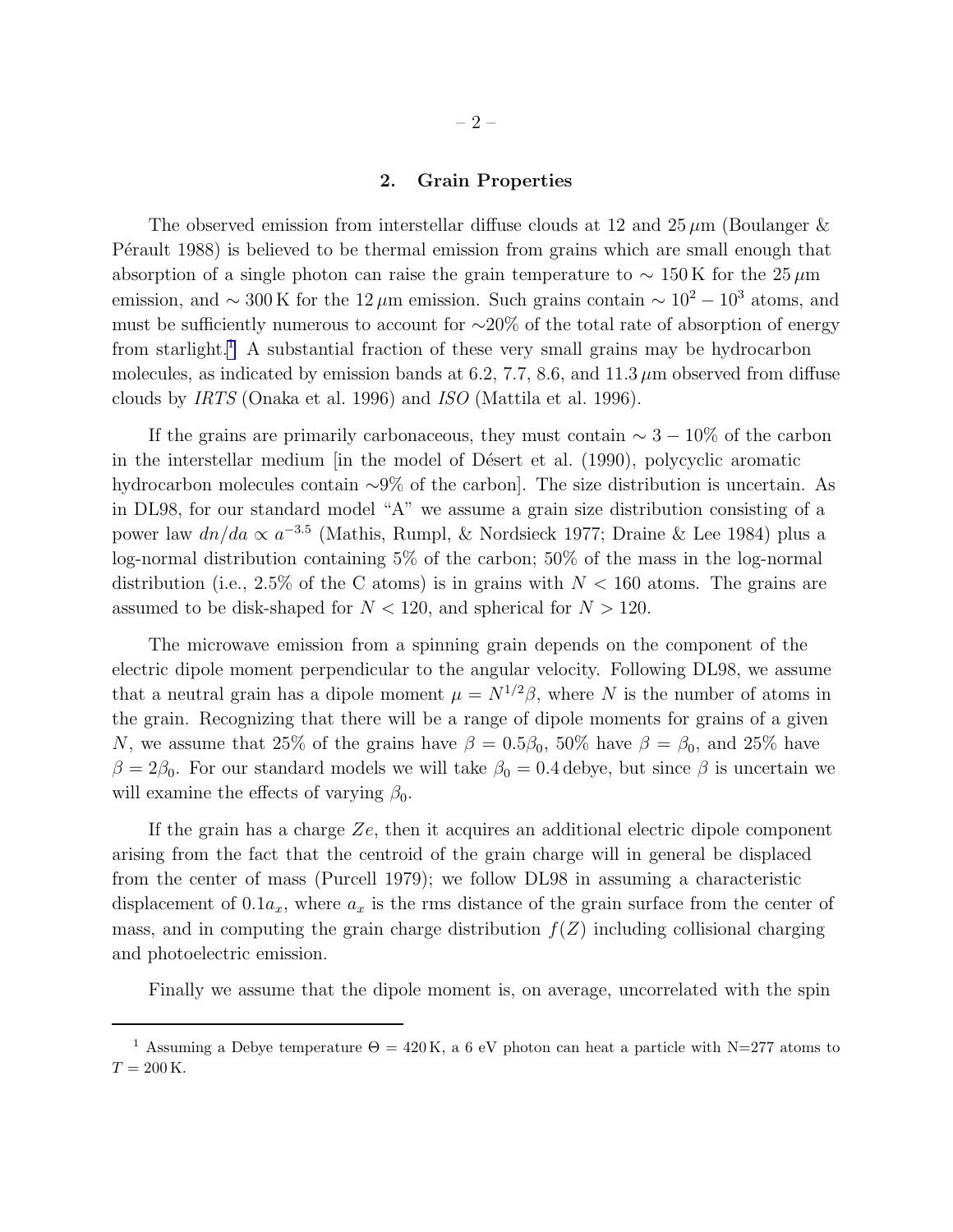## 2. Grain Properties

The observed emission from interstellar diffuse clouds at 12 and 25 $\mu$m (Boulanger & Pérault 1988) is believed to be thermal emission from grains which are small enough that absorption of a single photon can raise the grain temperature to $\sim 150$ K for the 25 $\mu$m emission, and $\sim 300$ K for the 12 $\mu$m emission. Such grains contain $\sim 10^2 - 10^3$ atoms, and must be sufficiently numerous to account for $\sim$20% of the total rate of absorption of energy from starlight.[1] A substantial fraction of these very small grains may be hydrocarbon molecules, as indicated by emission bands at 6.2, 7.7, 8.6, and 11.3 $\mu$m observed from diffuse clouds by *IRTS* (Onaka et al. 1996) and *ISO* (Mattila et al. 1996).

If the grains are primarily carbonaceous, they must contain $\sim 3 - 10$% of the carbon in the interstellar medium [in the model of Désert et al. (1990), polycyclic aromatic hydrocarbon molecules contain $\sim$9% of the carbon]. The size distribution is uncertain. As in DL98, for our standard model "A" we assume a grain size distribution consisting of a power law $dn/da \propto a^{-3.5}$ (Mathis, Rumpl, & Nordsieck 1977; Draine & Lee 1984) plus a log-normal distribution containing 5% of the carbon; 50% of the mass in the log-normal distribution (i.e., 2.5% of the C atoms) is in grains with $N < 160$ atoms. The grains are assumed to be disk-shaped for $N < 120$, and spherical for $N > 120$.

The microwave emission from a spinning grain depends on the component of the electric dipole moment perpendicular to the angular velocity. Following DL98, we assume that a neutral grain has a dipole moment $\mu = N^{1/2}\beta$, where $N$ is the number of atoms in the grain. Recognizing that there will be a range of dipole moments for grains of a given $N$, we assume that 25% of the grains have $\beta = 0.5\beta_0$, 50% have $\beta = \beta_0$, and 25% have $\beta = 2\beta_0$. For our standard models we will take $\beta_0 = 0.4$ debye, but since $\beta$ is uncertain we will examine the effects of varying $\beta_0$.

If the grain has a charge $Ze$, then it acquires an additional electric dipole component arising from the fact that the centroid of the grain charge will in general be displaced from the center of mass (Purcell 1979); we follow DL98 in assuming a characteristic displacement of $0.1a_x$, where $a_x$ is the rms distance of the grain surface from the center of mass, and in computing the grain charge distribution $f(Z)$ including collisional charging and photoelectric emission.

Finally we assume that the dipole moment is, on average, uncorrelated with the spin

---

[1] Assuming a Debye temperature $\Theta = 420$ K, a 6 eV photon can heat a particle with N=277 atoms to $T = 200$ K.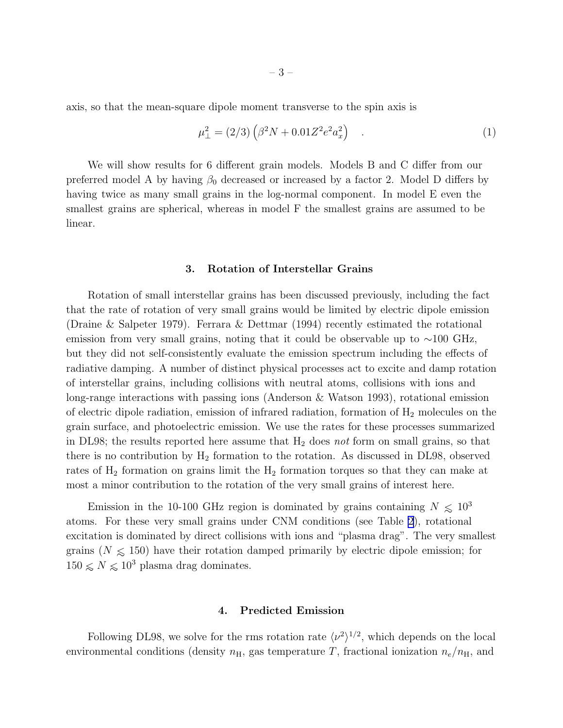axis, so that the mean-square dipole moment transverse to the spin axis is

$$\mu_{\perp}^2 = (2/3)\left(\beta^2 N + 0.01 Z^2 e^2 a_x^2\right) \quad . \tag{1}$$

We will show results for 6 different grain models. Models B and C differ from our preferred model A by having $\beta_0$ decreased or increased by a factor 2. Model D differs by having twice as many small grains in the log-normal component. In model E even the smallest grains are spherical, whereas in model F the smallest grains are assumed to be linear.

## 3. Rotation of Interstellar Grains

Rotation of small interstellar grains has been discussed previously, including the fact that the rate of rotation of very small grains would be limited by electric dipole emission (Draine & Salpeter 1979). Ferrara & Dettmar (1994) recently estimated the rotational emission from very small grains, noting that it could be observable up to $\sim$100 GHz, but they did not self-consistently evaluate the emission spectrum including the effects of radiative damping. A number of distinct physical processes act to excite and damp rotation of interstellar grains, including collisions with neutral atoms, collisions with ions and long-range interactions with passing ions (Anderson & Watson 1993), rotational emission of electric dipole radiation, emission of infrared radiation, formation of $H_2$ molecules on the grain surface, and photoelectric emission. We use the rates for these processes summarized in DL98; the results reported here assume that $H_2$ does *not* form on small grains, so that there is no contribution by $H_2$ formation to the rotation. As discussed in DL98, observed rates of $H_2$ formation on grains limit the $H_2$ formation torques so that they can make at most a minor contribution to the rotation of the very small grains of interest here.

Emission in the 10-100 GHz region is dominated by grains containing $N \lesssim 10^3$ atoms. For these very small grains under CNM conditions (see Table 2), rotational excitation is dominated by direct collisions with ions and "plasma drag". The very smallest grains ($N \lesssim 150$) have their rotation damped primarily by electric dipole emission; for $150 \lesssim N \lesssim 10^3$ plasma drag dominates.

## 4. Predicted Emission

Following DL98, we solve for the rms rotation rate $\langle\nu^2\rangle^{1/2}$, which depends on the local environmental conditions (density $n_{\rm H}$, gas temperature $T$, fractional ionization $n_e/n_{\rm H}$, and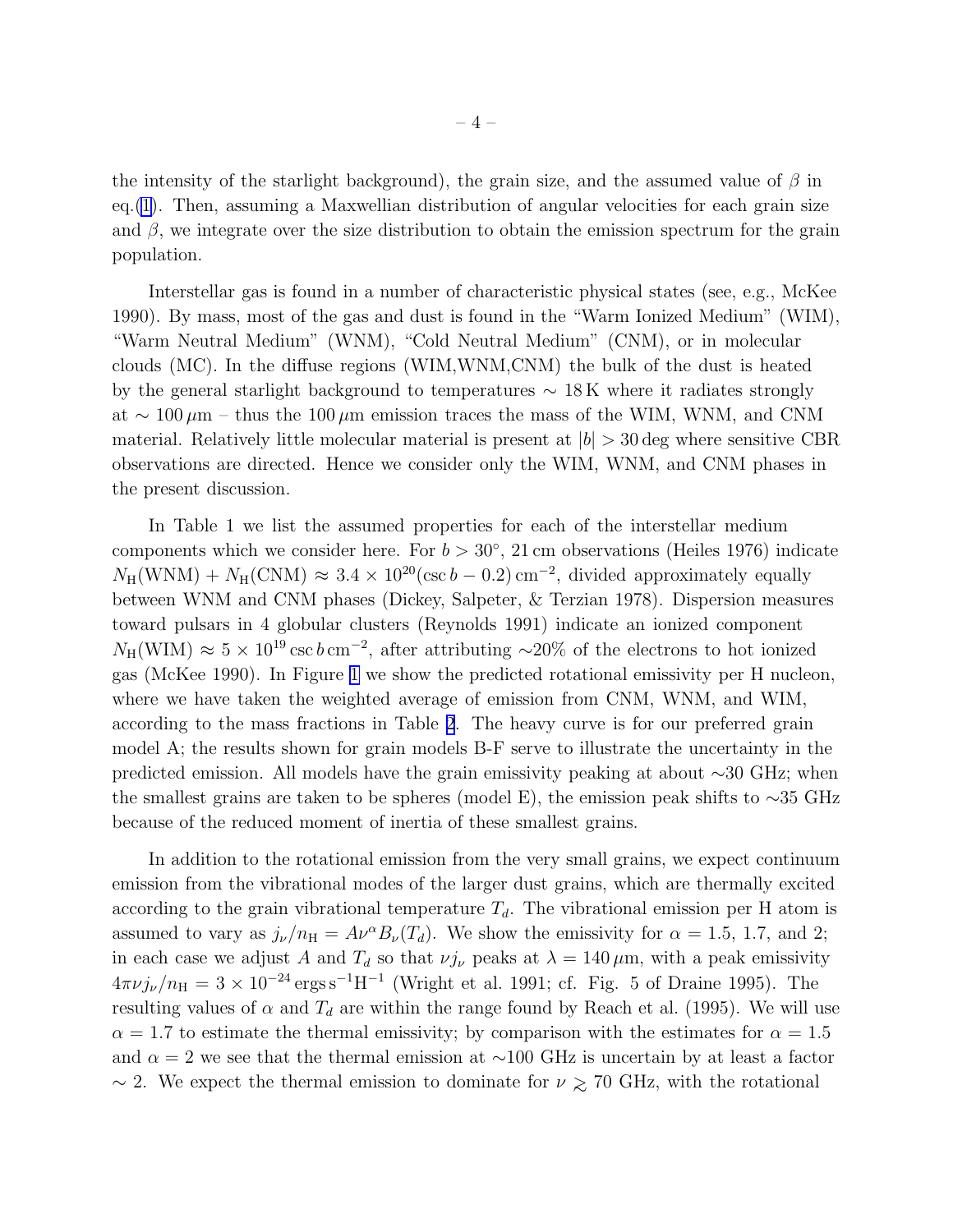the intensity of the starlight background), the grain size, and the assumed value of $\beta$ in eq.(1). Then, assuming a Maxwellian distribution of angular velocities for each grain size and $\beta$, we integrate over the size distribution to obtain the emission spectrum for the grain population.

Interstellar gas is found in a number of characteristic physical states (see, e.g., McKee 1990). By mass, most of the gas and dust is found in the "Warm Ionized Medium" (WIM), "Warm Neutral Medium" (WNM), "Cold Neutral Medium" (CNM), or in molecular clouds (MC). In the diffuse regions (WIM,WNM,CNM) the bulk of the dust is heated by the general starlight background to temperatures $\sim 18\,\mathrm{K}$ where it radiates strongly at $\sim 100\,\mu\mathrm{m}$ – thus the $100\,\mu\mathrm{m}$ emission traces the mass of the WIM, WNM, and CNM material. Relatively little molecular material is present at $|b| > 30\,\mathrm{deg}$ where sensitive CBR observations are directed. Hence we consider only the WIM, WNM, and CNM phases in the present discussion.

In Table 1 we list the assumed properties for each of the interstellar medium components which we consider here. For $b > 30°$, 21 cm observations (Heiles 1976) indicate $N_{\mathrm{H}}(\mathrm{WNM}) + N_{\mathrm{H}}(\mathrm{CNM}) \approx 3.4 \times 10^{20}(\csc b - 0.2)\,\mathrm{cm}^{-2}$, divided approximately equally between WNM and CNM phases (Dickey, Salpeter, & Terzian 1978). Dispersion measures toward pulsars in 4 globular clusters (Reynolds 1991) indicate an ionized component $N_{\mathrm{H}}(\mathrm{WIM}) \approx 5 \times 10^{19} \csc b\,\mathrm{cm}^{-2}$, after attributing $\sim$20% of the electrons to hot ionized gas (McKee 1990). In Figure 1 we show the predicted rotational emissivity per H nucleon, where we have taken the weighted average of emission from CNM, WNM, and WIM, according to the mass fractions in Table 2. The heavy curve is for our preferred grain model A; the results shown for grain models B-F serve to illustrate the uncertainty in the predicted emission. All models have the grain emissivity peaking at about $\sim$30 GHz; when the smallest grains are taken to be spheres (model E), the emission peak shifts to $\sim$35 GHz because of the reduced moment of inertia of these smallest grains.

In addition to the rotational emission from the very small grains, we expect continuum emission from the vibrational modes of the larger dust grains, which are thermally excited according to the grain vibrational temperature $T_d$. The vibrational emission per H atom is assumed to vary as $j_\nu/n_{\mathrm{H}} = A\nu^\alpha B_\nu(T_d)$. We show the emissivity for $\alpha = 1.5$, 1.7, and 2; in each case we adjust $A$ and $T_d$ so that $\nu j_\nu$ peaks at $\lambda = 140\,\mu\mathrm{m}$, with a peak emissivity $4\pi\nu j_\nu/n_{\mathrm{H}} = 3 \times 10^{-24}\,\mathrm{ergs\,s^{-1}H^{-1}}$ (Wright et al. 1991; cf. Fig. 5 of Draine 1995). The resulting values of $\alpha$ and $T_d$ are within the range found by Reach et al. (1995). We will use $\alpha = 1.7$ to estimate the thermal emissivity; by comparison with the estimates for $\alpha = 1.5$ and $\alpha = 2$ we see that the thermal emission at $\sim$100 GHz is uncertain by at least a factor $\sim 2$. We expect the thermal emission to dominate for $\nu \gtrsim 70$ GHz, with the rotational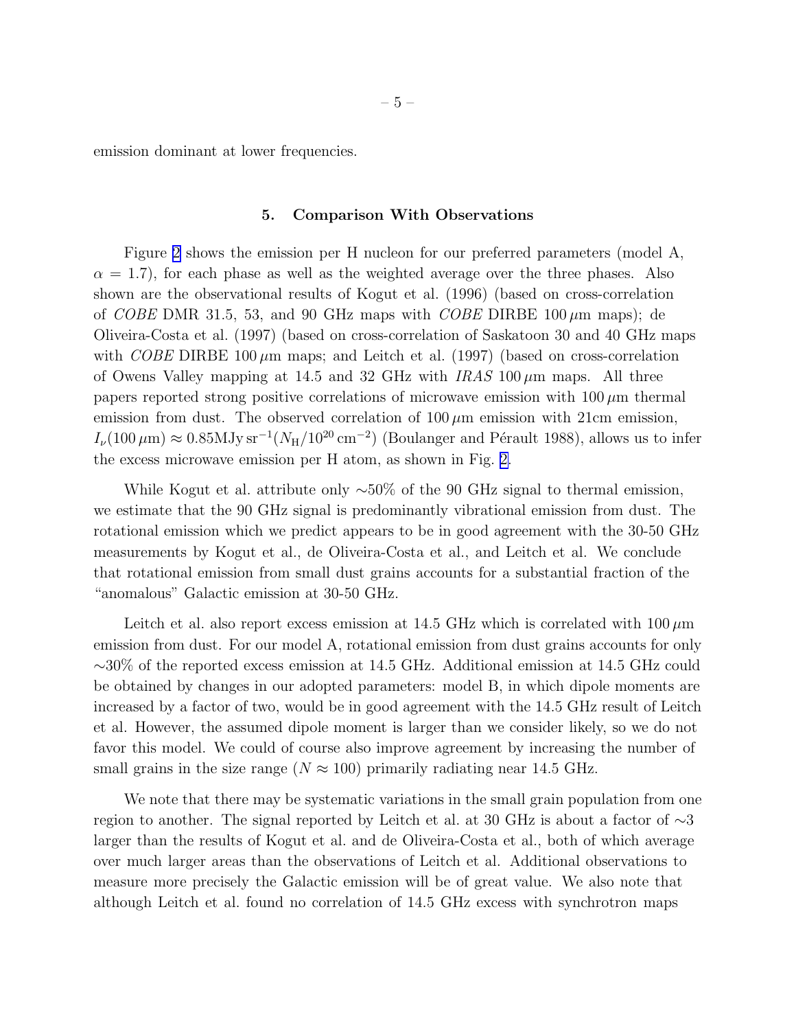emission dominant at lower frequencies.

## 5. Comparison With Observations

Figure 2 shows the emission per H nucleon for our preferred parameters (model A, $\alpha = 1.7$), for each phase as well as the weighted average over the three phases. Also shown are the observational results of Kogut et al. (1996) (based on cross-correlation of *COBE* DMR 31.5, 53, and 90 GHz maps with *COBE* DIRBE 100 $\mu$m maps); de Oliveira-Costa et al. (1997) (based on cross-correlation of Saskatoon 30 and 40 GHz maps with *COBE* DIRBE 100 $\mu$m maps; and Leitch et al. (1997) (based on cross-correlation of Owens Valley mapping at 14.5 and 32 GHz with *IRAS* 100 $\mu$m maps. All three papers reported strong positive correlations of microwave emission with 100 $\mu$m thermal emission from dust. The observed correlation of 100 $\mu$m emission with 21cm emission, $I_\nu(100\,\mu\mathrm{m}) \approx 0.85\mathrm{MJy\,sr}^{-1}(N_\mathrm{H}/10^{20}\,\mathrm{cm}^{-2})$ (Boulanger and Pérault 1988), allows us to infer the excess microwave emission per H atom, as shown in Fig. 2.

While Kogut et al. attribute only $\sim$50% of the 90 GHz signal to thermal emission, we estimate that the 90 GHz signal is predominantly vibrational emission from dust. The rotational emission which we predict appears to be in good agreement with the 30-50 GHz measurements by Kogut et al., de Oliveira-Costa et al., and Leitch et al. We conclude that rotational emission from small dust grains accounts for a substantial fraction of the "anomalous" Galactic emission at 30-50 GHz.

Leitch et al. also report excess emission at 14.5 GHz which is correlated with 100 $\mu$m emission from dust. For our model A, rotational emission from dust grains accounts for only $\sim$30% of the reported excess emission at 14.5 GHz. Additional emission at 14.5 GHz could be obtained by changes in our adopted parameters: model B, in which dipole moments are increased by a factor of two, would be in good agreement with the 14.5 GHz result of Leitch et al. However, the assumed dipole moment is larger than we consider likely, so we do not favor this model. We could of course also improve agreement by increasing the number of small grains in the size range ($N \approx 100$) primarily radiating near 14.5 GHz.

We note that there may be systematic variations in the small grain population from one region to another. The signal reported by Leitch et al. at 30 GHz is about a factor of $\sim$3 larger than the results of Kogut et al. and de Oliveira-Costa et al., both of which average over much larger areas than the observations of Leitch et al. Additional observations to measure more precisely the Galactic emission will be of great value. We also note that although Leitch et al. found no correlation of 14.5 GHz excess with synchrotron maps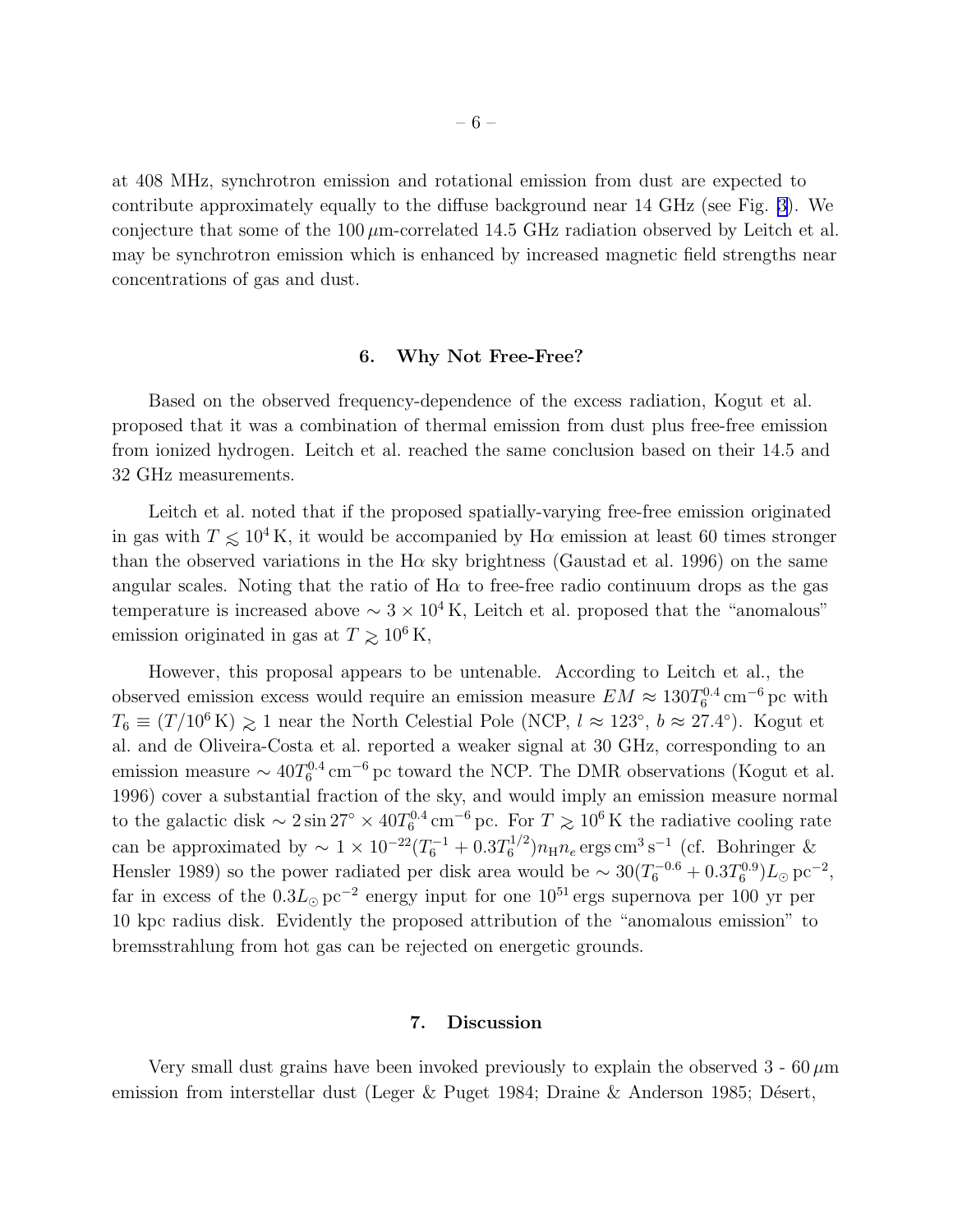at 408 MHz, synchrotron emission and rotational emission from dust are expected to contribute approximately equally to the diffuse background near 14 GHz (see Fig. 3). We conjecture that some of the $100\,\mu$m-correlated 14.5 GHz radiation observed by Leitch et al. may be synchrotron emission which is enhanced by increased magnetic field strengths near concentrations of gas and dust.

## 6. Why Not Free-Free?

Based on the observed frequency-dependence of the excess radiation, Kogut et al. proposed that it was a combination of thermal emission from dust plus free-free emission from ionized hydrogen. Leitch et al. reached the same conclusion based on their 14.5 and 32 GHz measurements.

Leitch et al. noted that if the proposed spatially-varying free-free emission originated in gas with $T \lesssim 10^4\,$K, it would be accompanied by H$\alpha$ emission at least 60 times stronger than the observed variations in the H$\alpha$ sky brightness (Gaustad et al. 1996) on the same angular scales. Noting that the ratio of H$\alpha$ to free-free radio continuum drops as the gas temperature is increased above $\sim 3 \times 10^4\,$K, Leitch et al. proposed that the "anomalous" emission originated in gas at $T \gtrsim 10^6\,$K,

However, this proposal appears to be untenable. According to Leitch et al., the observed emission excess would require an emission measure $EM \approx 130 T_6^{0.4}\,\mathrm{cm}^{-6}\,\mathrm{pc}$ with $T_6 \equiv (T/10^6\,\mathrm{K}) \gtrsim 1$ near the North Celestial Pole (NCP, $l \approx 123^\circ$, $b \approx 27.4^\circ$). Kogut et al. and de Oliveira-Costa et al. reported a weaker signal at 30 GHz, corresponding to an emission measure $\sim 40 T_6^{0.4}\,\mathrm{cm}^{-6}\,\mathrm{pc}$ toward the NCP. The DMR observations (Kogut et al. 1996) cover a substantial fraction of the sky, and would imply an emission measure normal to the galactic disk $\sim 2 \sin 27^\circ \times 40 T_6^{0.4}\,\mathrm{cm}^{-6}\,\mathrm{pc}$. For $T \gtrsim 10^6\,$K the radiative cooling rate can be approximated by $\sim 1 \times 10^{-22} (T_6^{-1} + 0.3 T_6^{1/2}) n_{\mathrm{H}} n_e\,\mathrm{ergs\,cm^3\,s^{-1}}$ (cf. Bohringer & Hensler 1989) so the power radiated per disk area would be $\sim 30 (T_6^{-0.6} + 0.3 T_6^{0.9}) L_\odot\,\mathrm{pc}^{-2}$, far in excess of the $0.3 L_\odot\,\mathrm{pc}^{-2}$ energy input for one $10^{51}\,$ergs supernova per 100 yr per 10 kpc radius disk. Evidently the proposed attribution of the "anomalous emission" to bremsstrahlung from hot gas can be rejected on energetic grounds.

## 7. Discussion

Very small dust grains have been invoked previously to explain the observed 3 - 60 $\mu$m emission from interstellar dust (Leger & Puget 1984; Draine & Anderson 1985; Désert,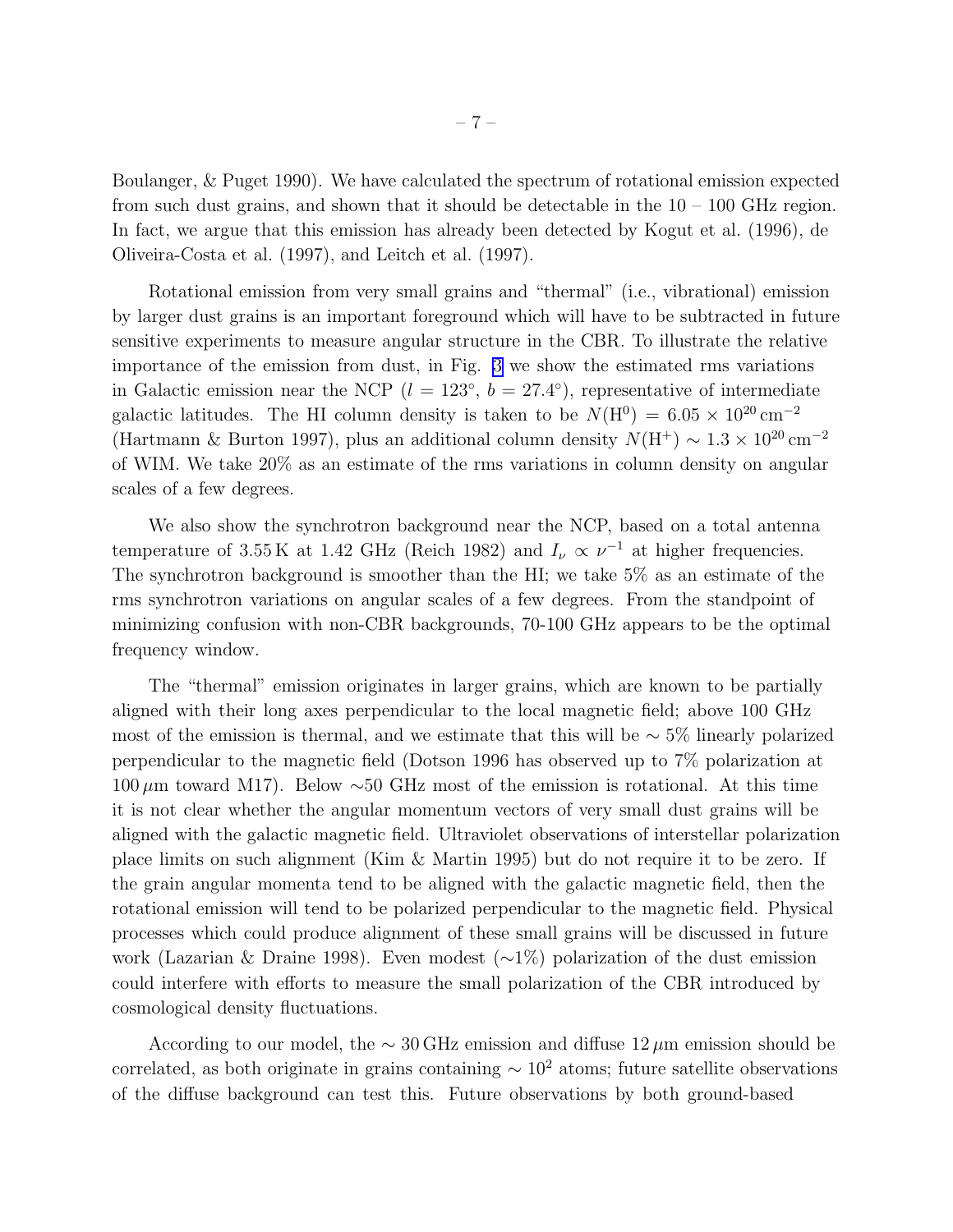Boulanger, & Puget 1990). We have calculated the spectrum of rotational emission expected from such dust grains, and shown that it should be detectable in the 10 – 100 GHz region. In fact, we argue that this emission has already been detected by Kogut et al. (1996), de Oliveira-Costa et al. (1997), and Leitch et al. (1997).

Rotational emission from very small grains and "thermal" (i.e., vibrational) emission by larger dust grains is an important foreground which will have to be subtracted in future sensitive experiments to measure angular structure in the CBR. To illustrate the relative importance of the emission from dust, in Fig. 3 we show the estimated rms variations in Galactic emission near the NCP ($l = 123°$, $b = 27.4°$), representative of intermediate galactic latitudes. The HI column density is taken to be $N(\mathrm{H}^0) = 6.05 \times 10^{20}\,\mathrm{cm}^{-2}$ (Hartmann & Burton 1997), plus an additional column density $N(\mathrm{H}^+) \sim 1.3 \times 10^{20}\,\mathrm{cm}^{-2}$ of WIM. We take 20% as an estimate of the rms variations in column density on angular scales of a few degrees.

We also show the synchrotron background near the NCP, based on a total antenna temperature of 3.55 K at 1.42 GHz (Reich 1982) and $I_\nu \propto \nu^{-1}$ at higher frequencies. The synchrotron background is smoother than the HI; we take 5% as an estimate of the rms synchrotron variations on angular scales of a few degrees. From the standpoint of minimizing confusion with non-CBR backgrounds, 70-100 GHz appears to be the optimal frequency window.

The "thermal" emission originates in larger grains, which are known to be partially aligned with their long axes perpendicular to the local magnetic field; above 100 GHz most of the emission is thermal, and we estimate that this will be $\sim 5\%$ linearly polarized perpendicular to the magnetic field (Dotson 1996 has observed up to 7% polarization at $100\,\mu$m toward M17). Below $\sim$50 GHz most of the emission is rotational. At this time it is not clear whether the angular momentum vectors of very small dust grains will be aligned with the galactic magnetic field. Ultraviolet observations of interstellar polarization place limits on such alignment (Kim & Martin 1995) but do not require it to be zero. If the grain angular momenta tend to be aligned with the galactic magnetic field, then the rotational emission will tend to be polarized perpendicular to the magnetic field. Physical processes which could produce alignment of these small grains will be discussed in future work (Lazarian & Draine 1998). Even modest ($\sim$1%) polarization of the dust emission could interfere with efforts to measure the small polarization of the CBR introduced by cosmological density fluctuations.

According to our model, the $\sim 30\,\mathrm{GHz}$ emission and diffuse $12\,\mu$m emission should be correlated, as both originate in grains containing $\sim 10^2$ atoms; future satellite observations of the diffuse background can test this. Future observations by both ground-based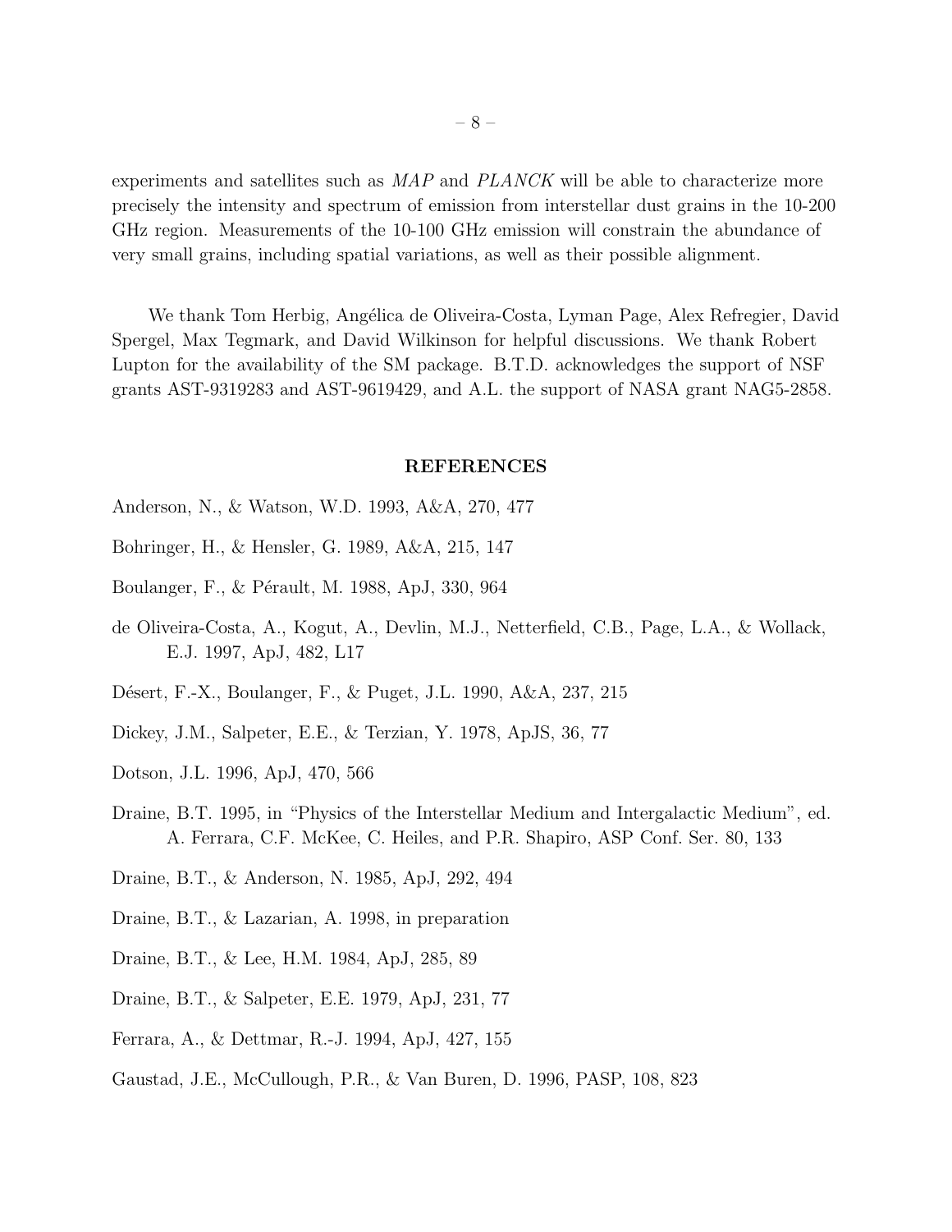experiments and satellites such as *MAP* and *PLANCK* will be able to characterize more precisely the intensity and spectrum of emission from interstellar dust grains in the 10-200 GHz region. Measurements of the 10-100 GHz emission will constrain the abundance of very small grains, including spatial variations, as well as their possible alignment.

We thank Tom Herbig, Angélica de Oliveira-Costa, Lyman Page, Alex Refregier, David Spergel, Max Tegmark, and David Wilkinson for helpful discussions. We thank Robert Lupton for the availability of the SM package. B.T.D. acknowledges the support of NSF grants AST-9319283 and AST-9619429, and A.L. the support of NASA grant NAG5-2858.

## REFERENCES

Anderson, N., & Watson, W.D. 1993, A&A, 270, 477

Bohringer, H., & Hensler, G. 1989, A&A, 215, 147

Boulanger, F., & Pérault, M. 1988, ApJ, 330, 964

de Oliveira-Costa, A., Kogut, A., Devlin, M.J., Netterfield, C.B., Page, L.A., & Wollack, E.J. 1997, ApJ, 482, L17

Désert, F.-X., Boulanger, F., & Puget, J.L. 1990, A&A, 237, 215

Dickey, J.M., Salpeter, E.E., & Terzian, Y. 1978, ApJS, 36, 77

Dotson, J.L. 1996, ApJ, 470, 566

Draine, B.T. 1995, in "Physics of the Interstellar Medium and Intergalactic Medium", ed. A. Ferrara, C.F. McKee, C. Heiles, and P.R. Shapiro, ASP Conf. Ser. 80, 133

Draine, B.T., & Anderson, N. 1985, ApJ, 292, 494

Draine, B.T., & Lazarian, A. 1998, in preparation

Draine, B.T., & Lee, H.M. 1984, ApJ, 285, 89

Draine, B.T., & Salpeter, E.E. 1979, ApJ, 231, 77

Ferrara, A., & Dettmar, R.-J. 1994, ApJ, 427, 155

Gaustad, J.E., McCullough, P.R., & Van Buren, D. 1996, PASP, 108, 823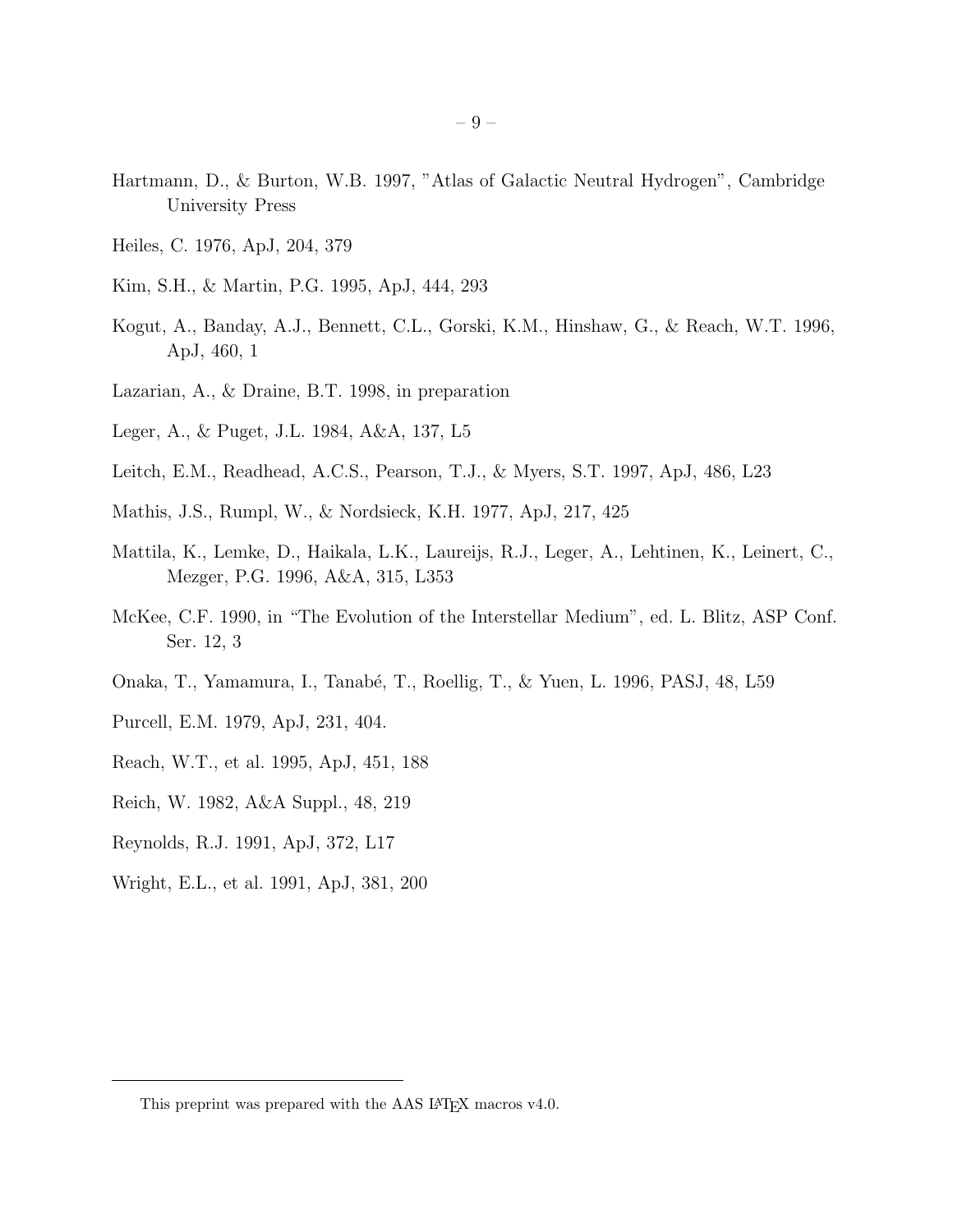Hartmann, D., & Burton, W.B. 1997, "Atlas of Galactic Neutral Hydrogen", Cambridge University Press

Heiles, C. 1976, ApJ, 204, 379

Kim, S.H., & Martin, P.G. 1995, ApJ, 444, 293

Kogut, A., Banday, A.J., Bennett, C.L., Gorski, K.M., Hinshaw, G., & Reach, W.T. 1996, ApJ, 460, 1

Lazarian, A., & Draine, B.T. 1998, in preparation

Leger, A., & Puget, J.L. 1984, A&A, 137, L5

Leitch, E.M., Readhead, A.C.S., Pearson, T.J., & Myers, S.T. 1997, ApJ, 486, L23

Mathis, J.S., Rumpl, W., & Nordsieck, K.H. 1977, ApJ, 217, 425

Mattila, K., Lemke, D., Haikala, L.K., Laureijs, R.J., Leger, A., Lehtinen, K., Leinert, C., Mezger, P.G. 1996, A&A, 315, L353

McKee, C.F. 1990, in "The Evolution of the Interstellar Medium", ed. L. Blitz, ASP Conf. Ser. 12, 3

Onaka, T., Yamamura, I., Tanabé, T., Roellig, T., & Yuen, L. 1996, PASJ, 48, L59

Purcell, E.M. 1979, ApJ, 231, 404.

Reach, W.T., et al. 1995, ApJ, 451, 188

Reich, W. 1982, A&A Suppl., 48, 219

Reynolds, R.J. 1991, ApJ, 372, L17

Wright, E.L., et al. 1991, ApJ, 381, 200

---

This preprint was prepared with the AAS LaTeX macros v4.0.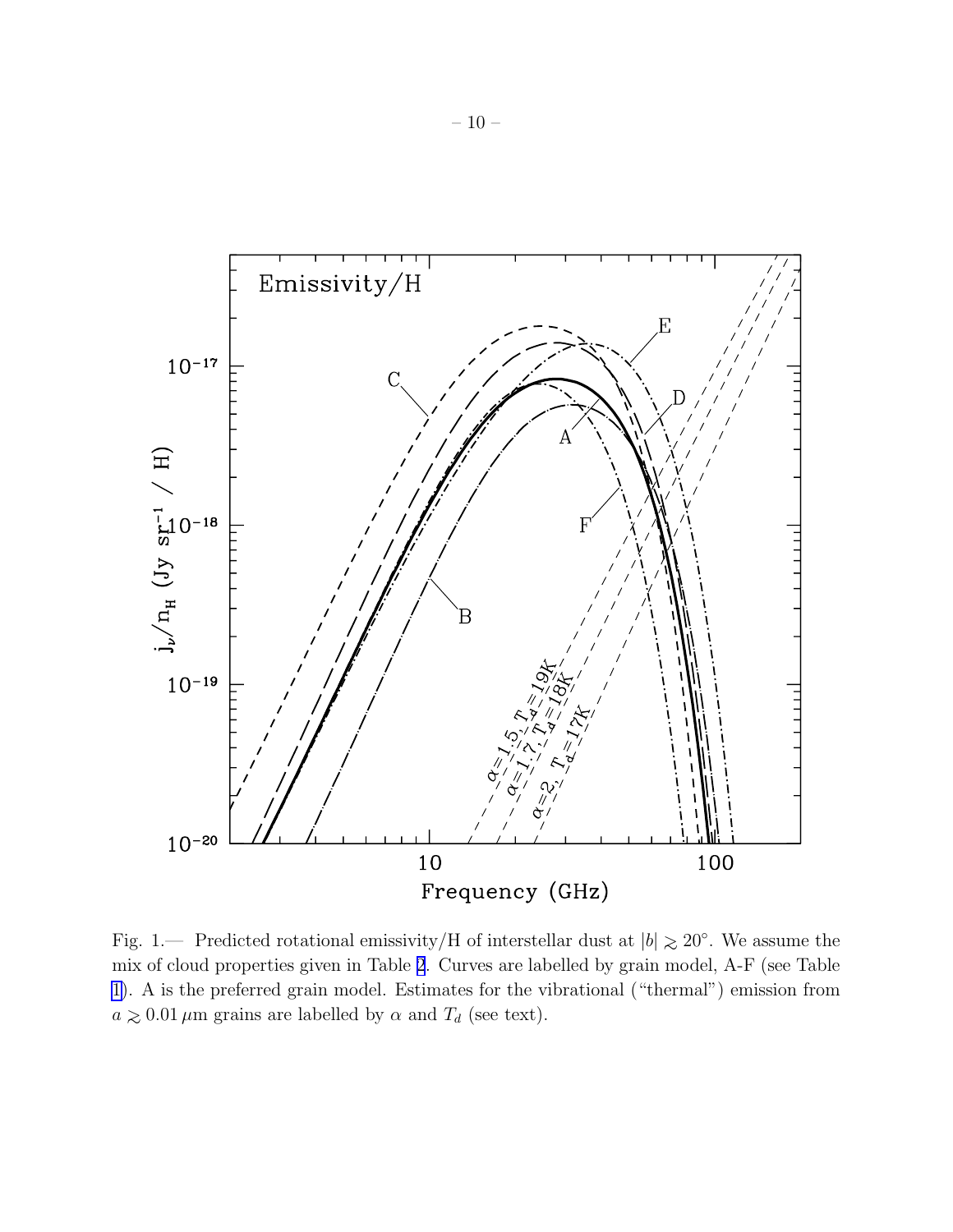Fig. 1.— Predicted rotational emissivity/H of interstellar dust at $|b| \gtrsim 20°$. We assume the mix of cloud properties given in Table 2. Curves are labelled by grain model, A-F (see Table 1). A is the preferred grain model. Estimates for the vibrational ("thermal") emission from $a \gtrsim 0.01\,\mu$m grains are labelled by $\alpha$ and $T_d$ (see text).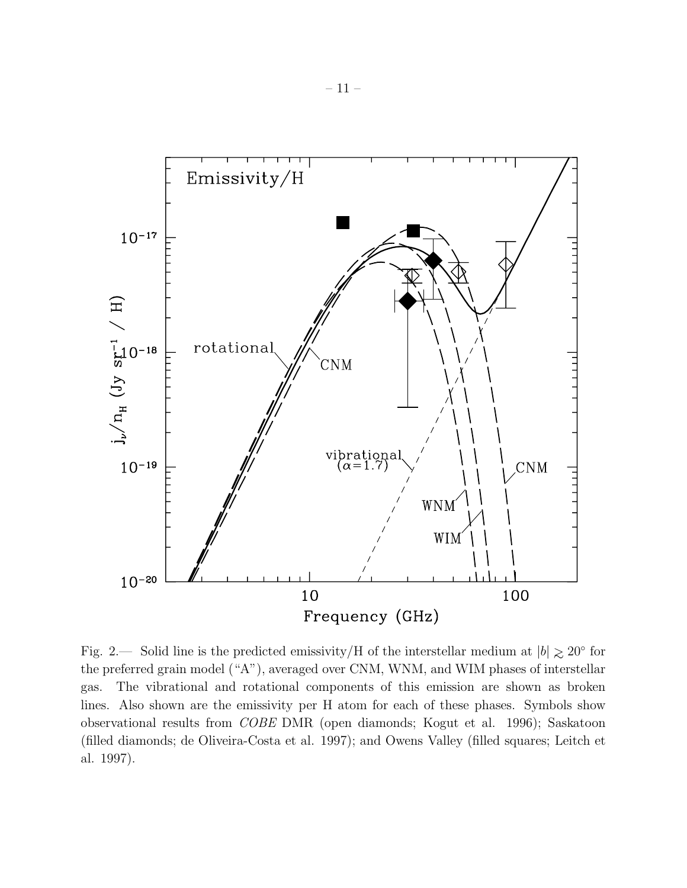Fig. 2.— Solid line is the predicted emissivity/H of the interstellar medium at $|b| \gtrsim 20°$ for the preferred grain model ("A"), averaged over CNM, WNM, and WIM phases of interstellar gas. The vibrational and rotational components of this emission are shown as broken lines. Also shown are the emissivity per H atom for each of these phases. Symbols show observational results from *COBE* DMR (open diamonds; Kogut et al. 1996); Saskatoon (filled diamonds; de Oliveira-Costa et al. 1997); and Owens Valley (filled squares; Leitch et al. 1997).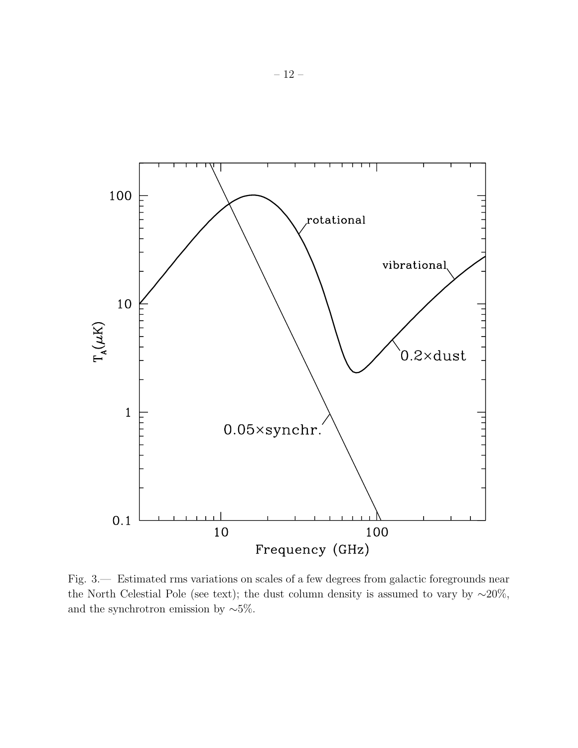Fig. 3.— Estimated rms variations on scales of a few degrees from galactic foregrounds near the North Celestial Pole (see text); the dust column density is assumed to vary by $\sim$20%, and the synchrotron emission by $\sim$5%.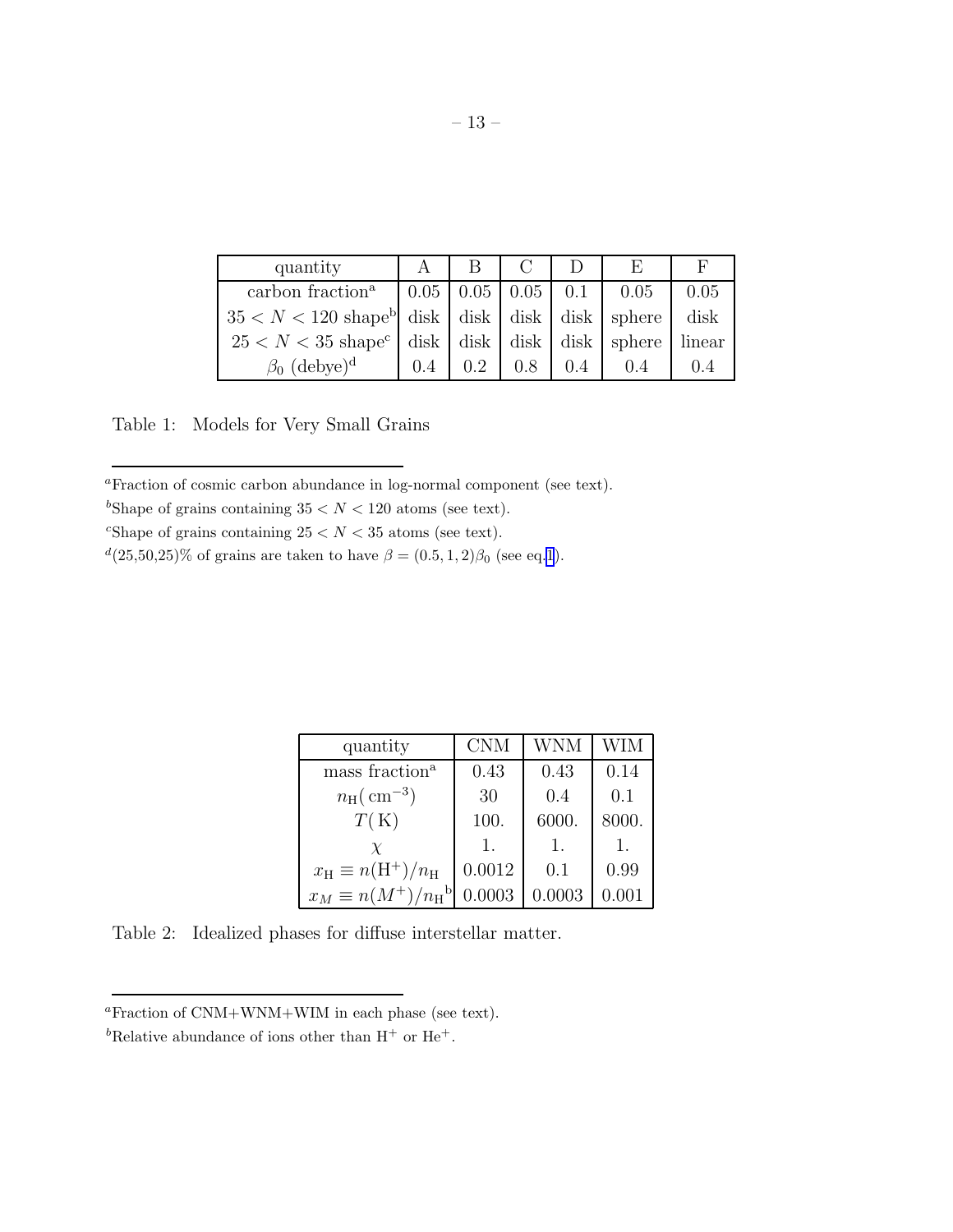| quantity | A | B | C | D | E | F |
|---|---|---|---|---|---|---|
| carbon fraction[a] | 0.05 | 0.05 | 0.05 | 0.1 | 0.05 | 0.05 |
| $35 < N < 120$ shape[b] | disk | disk | disk | disk | sphere | disk |
| $25 < N < 35$ shape[c] | disk | disk | disk | disk | sphere | linear |
| $\beta_0$ (debye)[d] | 0.4 | 0.2 | 0.8 | 0.4 | 0.4 | 0.4 |

Table 1: Models for Very Small Grains

[a]Fraction of cosmic carbon abundance in log-normal component (see text).

[b]Shape of grains containing $35 < N < 120$ atoms (see text).

[c]Shape of grains containing $25 < N < 35$ atoms (see text).

[d](25,50,25)% of grains are taken to have $\beta = (0.5, 1, 2)\beta_0$ (see eq.1).

| quantity | CNM | WNM | WIM |
|---|---|---|---|
| mass fraction[a] | 0.43 | 0.43 | 0.14 |
| $n_{\rm H}(\,{\rm cm}^{-3})$ | 30 | 0.4 | 0.1 |
| $T(\,{\rm K})$ | 100. | 6000. | 8000. |
| $\chi$ | 1. | 1. | 1. |
| $x_{\rm H} \equiv n({\rm H}^+)/n_{\rm H}$ | 0.0012 | 0.1 | 0.99 |
| $x_M \equiv n(M^+)/n_{\rm H}$[b] | 0.0003 | 0.0003 | 0.001 |

Table 2: Idealized phases for diffuse interstellar matter.

[a]Fraction of CNM+WNM+WIM in each phase (see text).

[b]Relative abundance of ions other than $H^+$ or $He^+$.